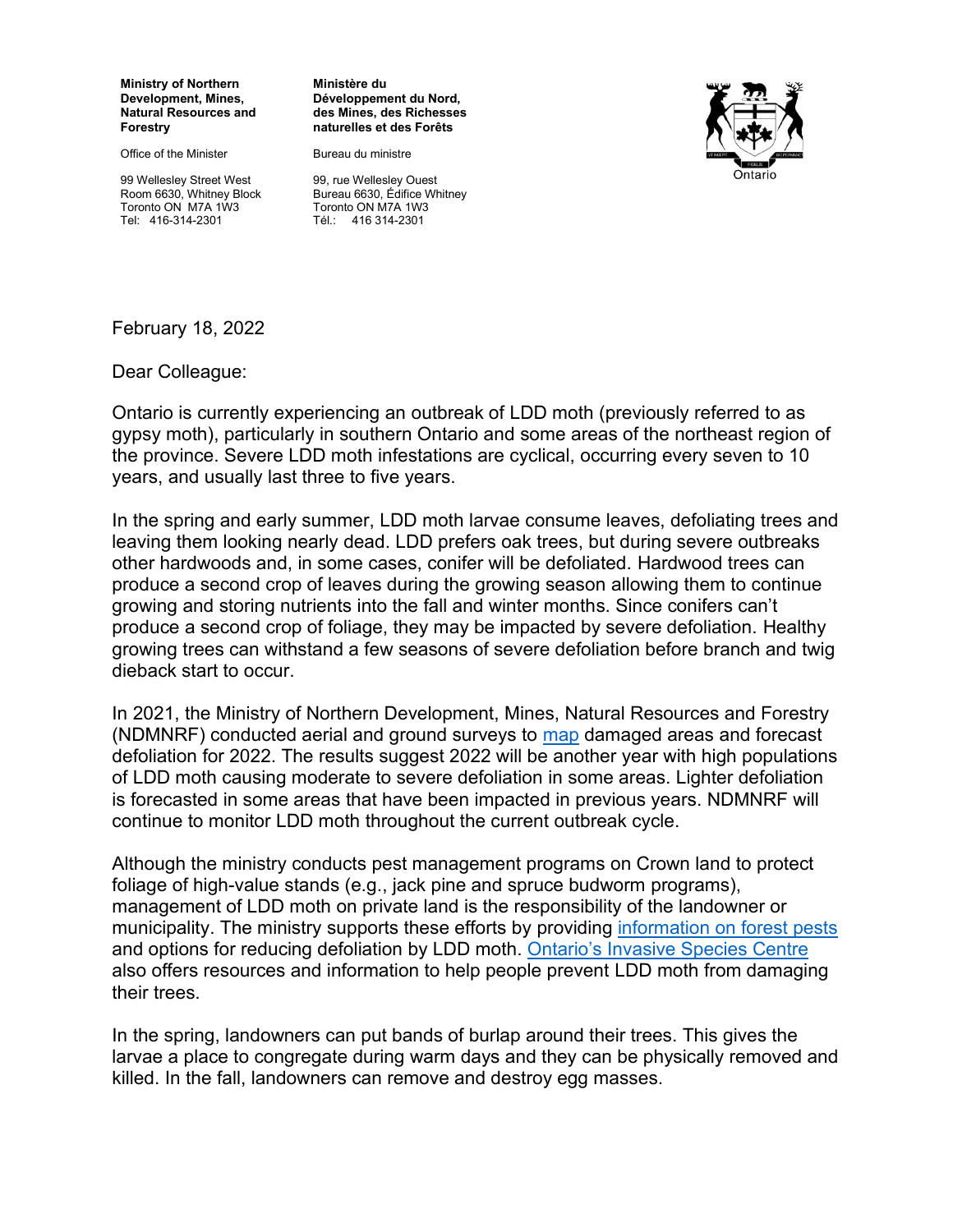**Ministry of Northern Development, Mines, Natural Resources and Forestry**

Office of the Minister

99 Wellesley Street West
Room 6630, Whitney Block
Toronto ON M7A 1W3
Tel: 416-314-2301

**Ministère du Développement du Nord, des Mines, des Richesses naturelles et des Forêts**

Bureau du ministre

99, rue Wellesley Ouest
Bureau 6630, Édifice Whitney
Toronto ON M7A 1W3
Tél.: 416 314-2301

Ontario

February 18, 2022

Dear Colleague:

Ontario is currently experiencing an outbreak of LDD moth (previously referred to as gypsy moth), particularly in southern Ontario and some areas of the northeast region of the province. Severe LDD moth infestations are cyclical, occurring every seven to 10 years, and usually last three to five years.

In the spring and early summer, LDD moth larvae consume leaves, defoliating trees and leaving them looking nearly dead. LDD prefers oak trees, but during severe outbreaks other hardwoods and, in some cases, conifer will be defoliated. Hardwood trees can produce a second crop of leaves during the growing season allowing them to continue growing and storing nutrients into the fall and winter months. Since conifers can't produce a second crop of foliage, they may be impacted by severe defoliation. Healthy growing trees can withstand a few seasons of severe defoliation before branch and twig dieback start to occur.

In 2021, the Ministry of Northern Development, Mines, Natural Resources and Forestry (NDMNRF) conducted aerial and ground surveys to map damaged areas and forecast defoliation for 2022. The results suggest 2022 will be another year with high populations of LDD moth causing moderate to severe defoliation in some areas. Lighter defoliation is forecasted in some areas that have been impacted in previous years. NDMNRF will continue to monitor LDD moth throughout the current outbreak cycle.

Although the ministry conducts pest management programs on Crown land to protect foliage of high-value stands (e.g., jack pine and spruce budworm programs), management of LDD moth on private land is the responsibility of the landowner or municipality. The ministry supports these efforts by providing information on forest pests and options for reducing defoliation by LDD moth. Ontario's Invasive Species Centre also offers resources and information to help people prevent LDD moth from damaging their trees.

In the spring, landowners can put bands of burlap around their trees. This gives the larvae a place to congregate during warm days and they can be physically removed and killed. In the fall, landowners can remove and destroy egg masses.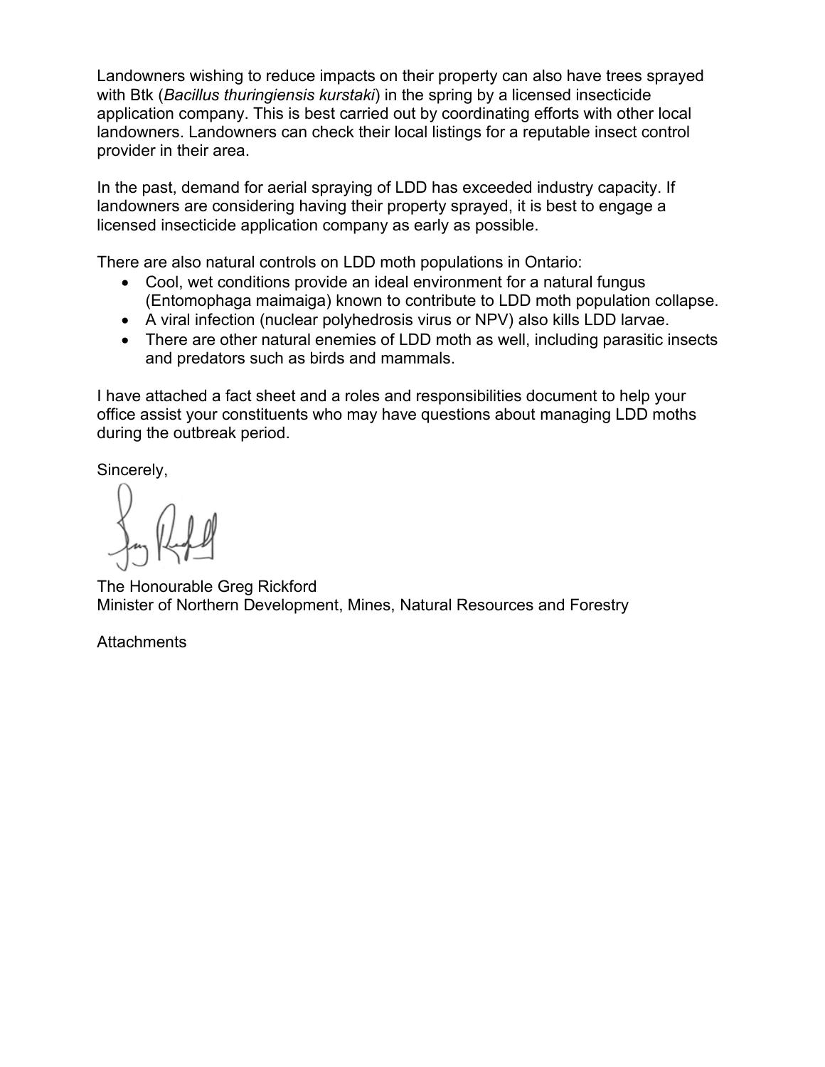Landowners wishing to reduce impacts on their property can also have trees sprayed with Btk (*Bacillus thuringiensis kurstaki*) in the spring by a licensed insecticide application company. This is best carried out by coordinating efforts with other local landowners. Landowners can check their local listings for a reputable insect control provider in their area.

In the past, demand for aerial spraying of LDD has exceeded industry capacity. If landowners are considering having their property sprayed, it is best to engage a licensed insecticide application company as early as possible.

There are also natural controls on LDD moth populations in Ontario:

- Cool, wet conditions provide an ideal environment for a natural fungus (Entomophaga maimaiga) known to contribute to LDD moth population collapse.
- A viral infection (nuclear polyhedrosis virus or NPV) also kills LDD larvae.
- There are other natural enemies of LDD moth as well, including parasitic insects and predators such as birds and mammals.

I have attached a fact sheet and a roles and responsibilities document to help your office assist your constituents who may have questions about managing LDD moths during the outbreak period.

Sincerely,

The Honourable Greg Rickford
Minister of Northern Development, Mines, Natural Resources and Forestry

Attachments